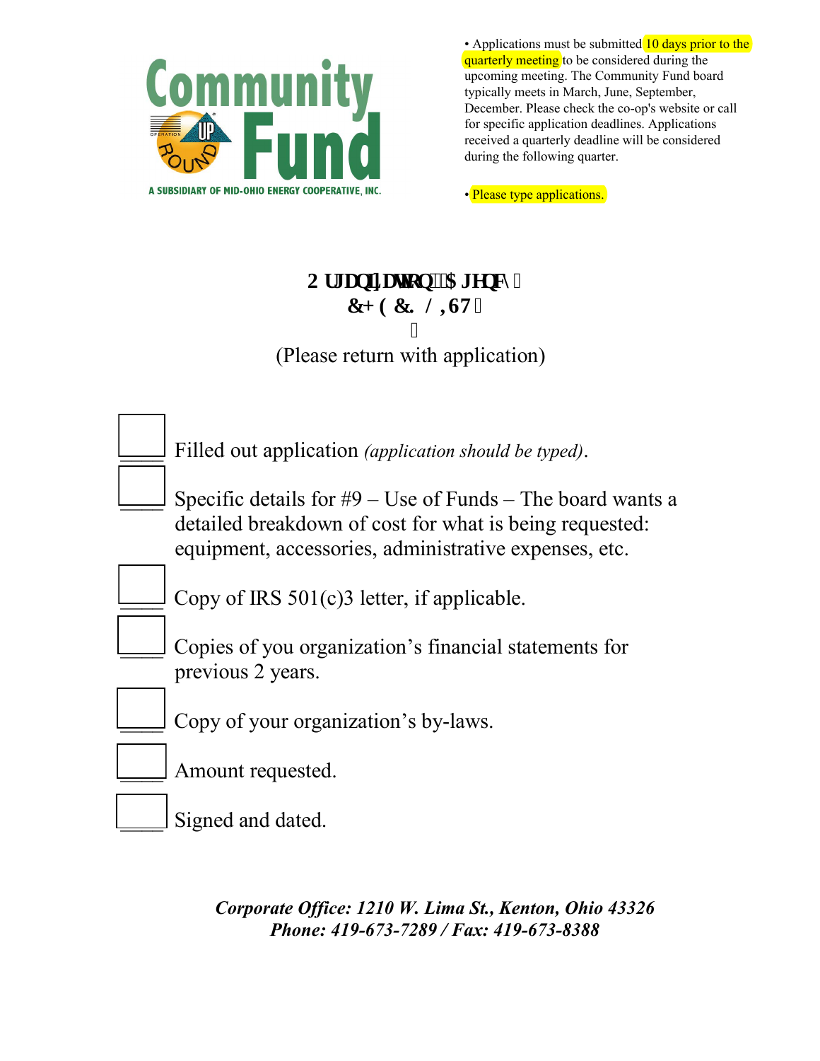# Community Fund

OPERATION ROUND UP

A SUBSIDIARY OF MID-OHIO ENERGY COOPERATIVE, INC.

- Applications must be submitted 10 days prior to the quarterly meeting to be considered during the upcoming meeting. The Community Fund board typically meets in March, June, September, December. Please check the co-op's website or call for specific application deadlines. Applications received a quarterly deadline will be considered during the following quarter.

- Please type applications.

## Organization Agency
## CHECKLIST

(Please return with application)

- [ ] Filled out application *(application should be typed)*.
- [ ] Specific details for #9 – Use of Funds – The board wants a detailed breakdown of cost for what is being requested: equipment, accessories, administrative expenses, etc.
- [ ] Copy of IRS 501(c)3 letter, if applicable.
- [ ] Copies of you organization's financial statements for previous 2 years.
- [ ] Copy of your organization's by-laws.
- [ ] Amount requested.
- [ ] Signed and dated.

***Corporate Office: 1210 W. Lima St., Kenton, Ohio 43326***
***Phone: 419-673-7289 / Fax: 419-673-8388***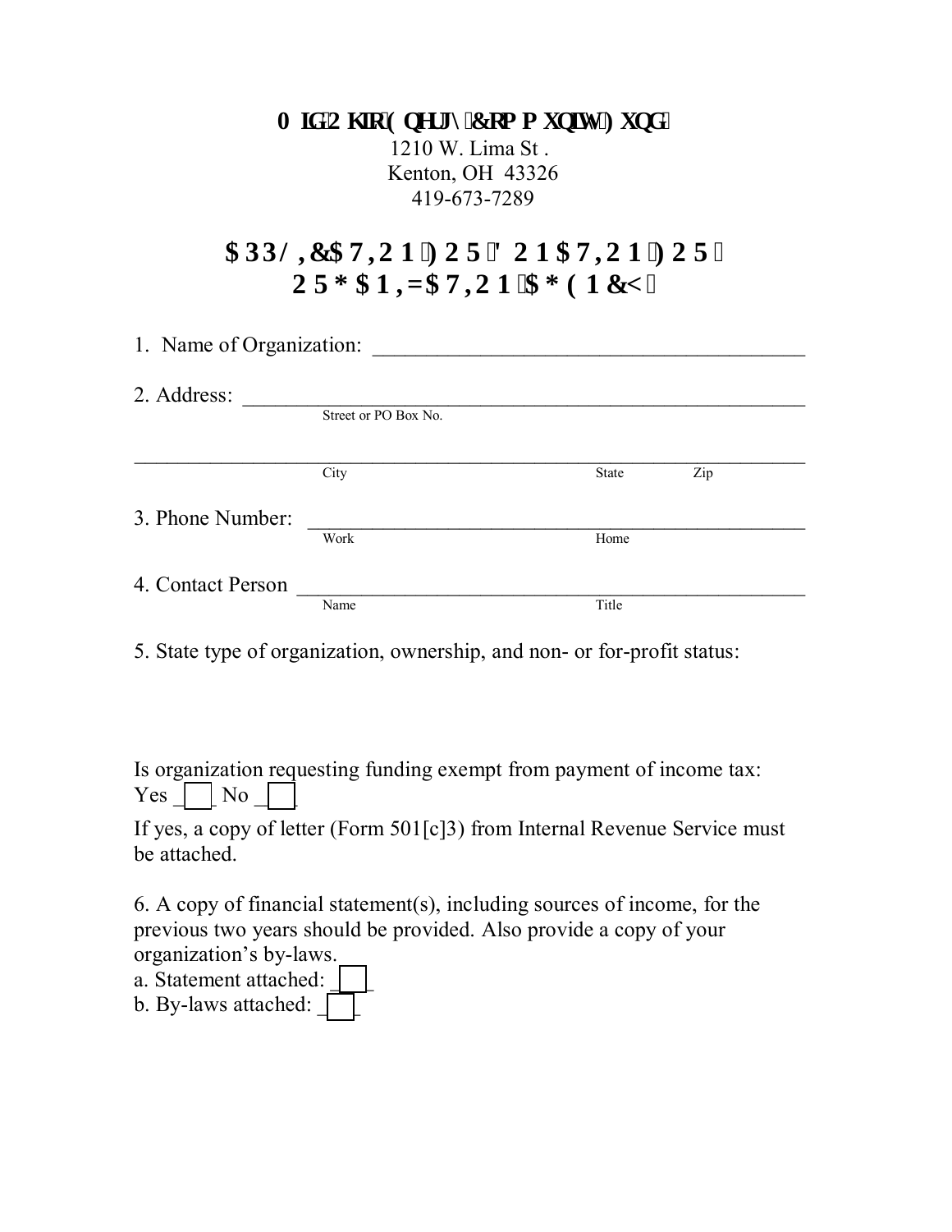# Mid Ohio Energy Community Fund

1210 W. Lima St .
Kenton, OH 43326
419-673-7289

## APPLICATION FOR DONATION FOR ORGANIZATION AGENCY

1. Name of Organization: \_\_\_\_\_\_\_\_\_\_\_\_\_\_\_\_\_\_\_\_\_\_\_\_\_\_\_\_\_\_\_\_\_\_\_\_\_\_\_\_

2. Address: \_\_\_\_\_\_\_\_\_\_\_\_\_\_\_\_\_\_\_\_\_\_\_\_\_\_\_\_\_\_\_\_\_\_\_\_\_\_\_\_\_\_\_\_\_\_\_\_\_\_\_\_
   Street or PO Box No.

   \_\_\_\_\_\_\_\_\_\_\_\_\_\_\_\_\_\_\_\_\_\_\_\_\_\_\_\_\_\_\_\_\_\_\_\_\_\_\_\_\_\_\_\_\_\_\_\_\_\_\_\_\_\_\_\_\_\_\_\_\_\_
   City State Zip

3. Phone Number: \_\_\_\_\_\_\_\_\_\_\_\_\_\_\_\_\_\_\_\_\_\_\_\_\_\_\_\_\_\_\_\_\_\_\_\_\_\_\_\_\_\_\_\_\_\_\_\_
   Work Home

4. Contact Person \_\_\_\_\_\_\_\_\_\_\_\_\_\_\_\_\_\_\_\_\_\_\_\_\_\_\_\_\_\_\_\_\_\_\_\_\_\_\_\_\_\_\_\_\_\_\_\_\_
   Name Title

5. State type of organization, ownership, and non- or for-profit status:

Is organization requesting funding exempt from payment of income tax:
Yes ☐ No ☐

If yes, a copy of letter (Form 501[c]3) from Internal Revenue Service must be attached.

6. A copy of financial statement(s), including sources of income, for the previous two years should be provided. Also provide a copy of your organization's by-laws.

a. Statement attached: ☐

b. By-laws attached: ☐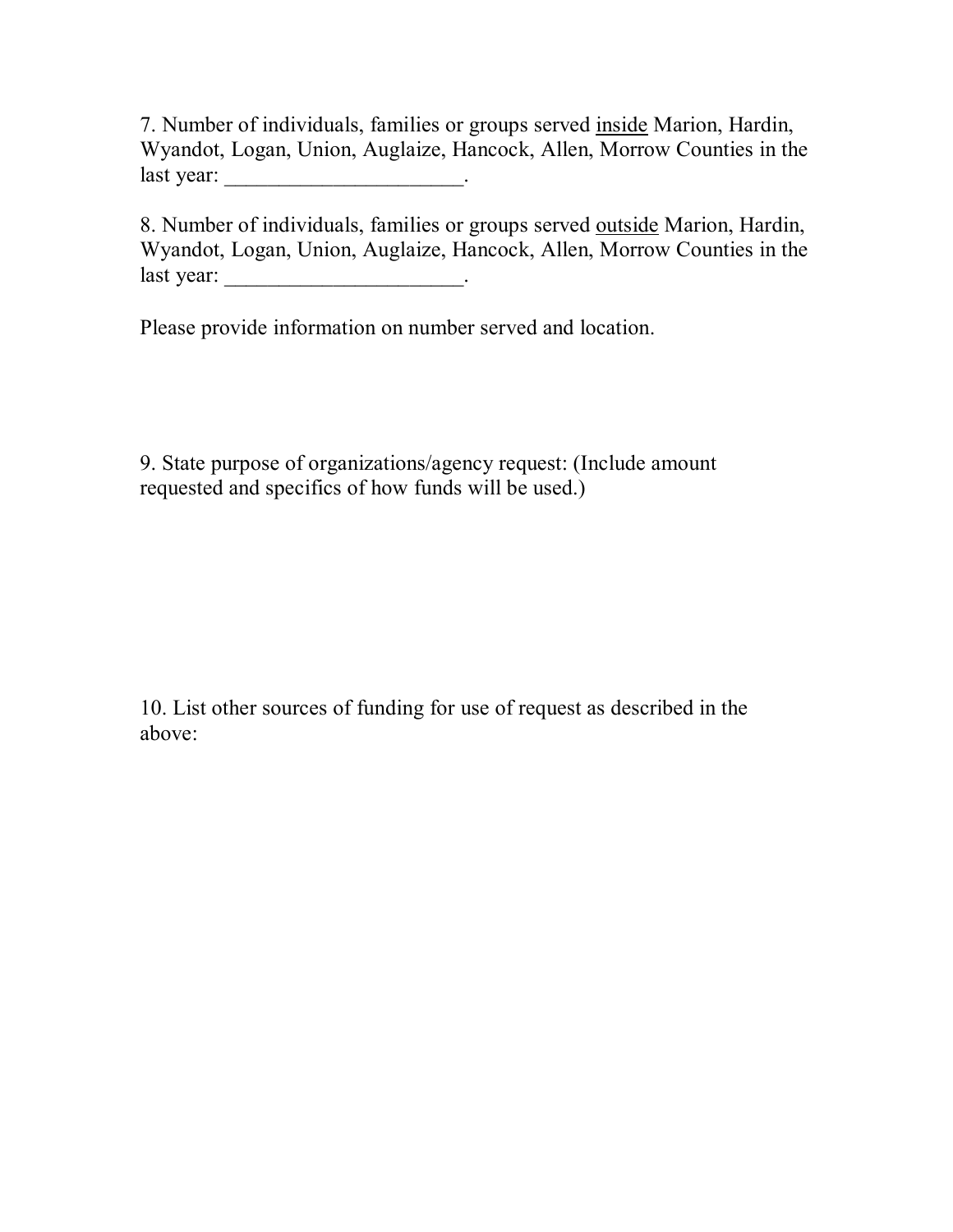7. Number of individuals, families or groups served <u>inside</u> Marion, Hardin, Wyandot, Logan, Union, Auglaize, Hancock, Allen, Morrow Counties in the last year: ______________________.

8. Number of individuals, families or groups served <u>outside</u> Marion, Hardin, Wyandot, Logan, Union, Auglaize, Hancock, Allen, Morrow Counties in the last year: ______________________.

Please provide information on number served and location.

9. State purpose of organizations/agency request: (Include amount requested and specifics of how funds will be used.)

10. List other sources of funding for use of request as described in the above: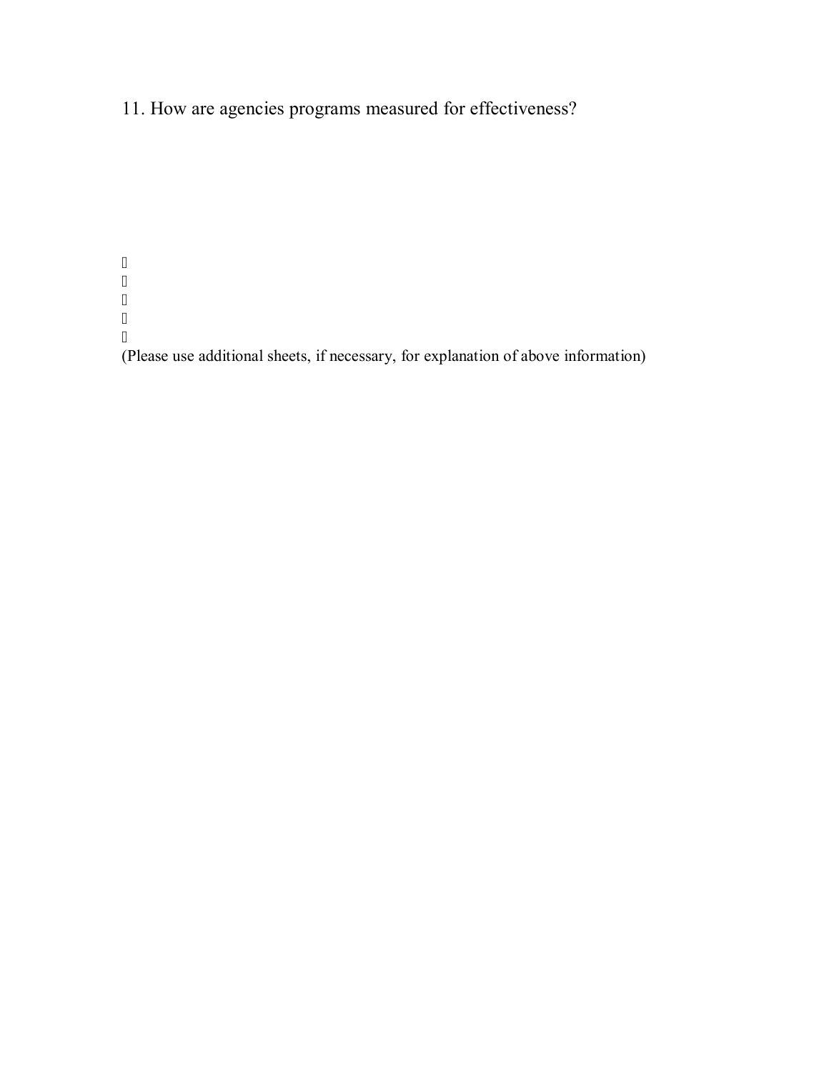11. How are agencies programs measured for effectiveness?

- 
- 
- 
- 
- 

(Please use additional sheets, if necessary, for explanation of above information)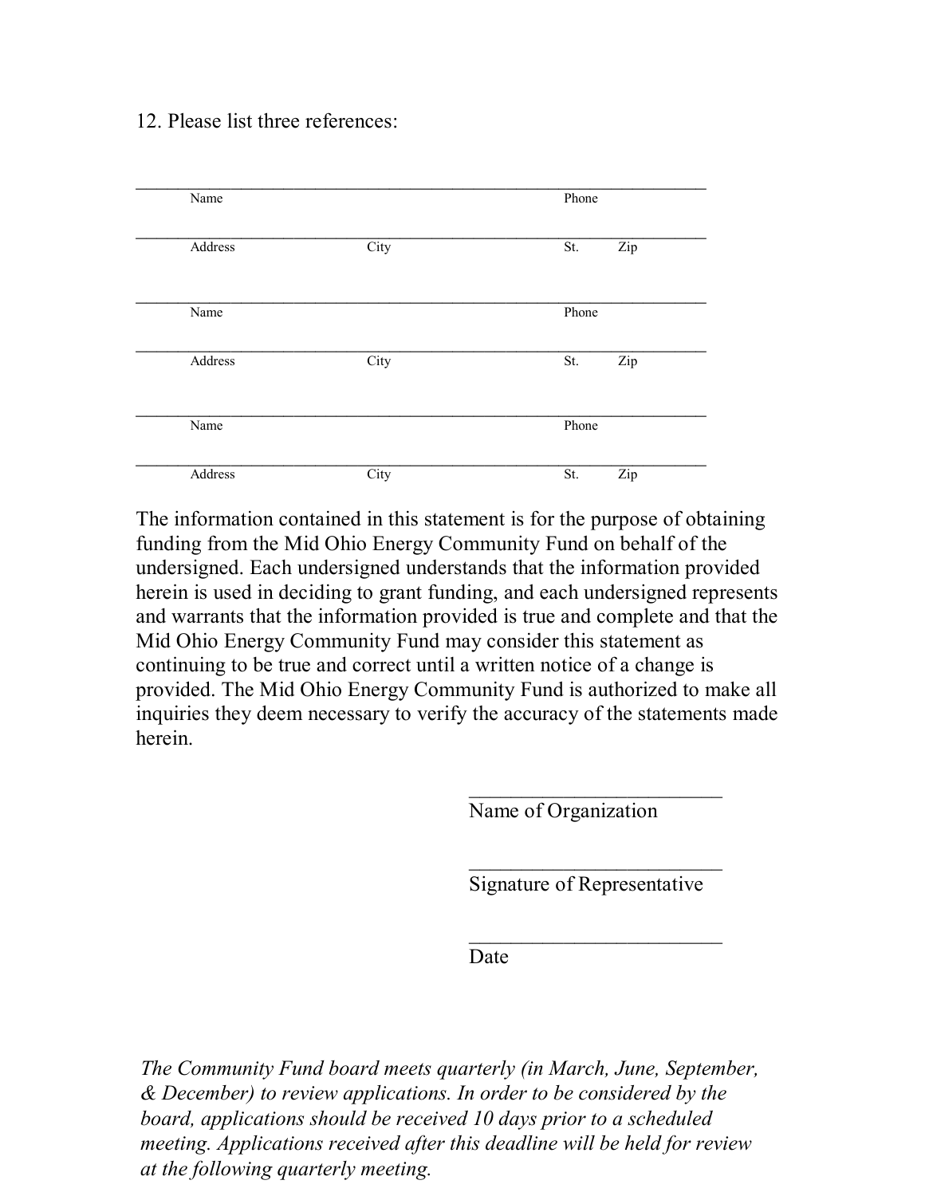12. Please list three references:

\_\_\_\_\_\_\_\_\_\_\_\_\_\_\_\_\_\_\_\_\_\_\_\_\_\_\_\_\_\_\_\_\_\_\_\_\_\_\_\_\_\_\_\_\_\_\_\_\_\_\_\_\_\_\_\_\_\_\_\_

Name Phone

\_\_\_\_\_\_\_\_\_\_\_\_\_\_\_\_\_\_\_\_\_\_\_\_\_\_\_\_\_\_\_\_\_\_\_\_\_\_\_\_\_\_\_\_\_\_\_\_\_\_\_\_\_\_\_\_\_\_\_\_

Address City St. Zip

\_\_\_\_\_\_\_\_\_\_\_\_\_\_\_\_\_\_\_\_\_\_\_\_\_\_\_\_\_\_\_\_\_\_\_\_\_\_\_\_\_\_\_\_\_\_\_\_\_\_\_\_\_\_\_\_\_\_\_\_

Name Phone

\_\_\_\_\_\_\_\_\_\_\_\_\_\_\_\_\_\_\_\_\_\_\_\_\_\_\_\_\_\_\_\_\_\_\_\_\_\_\_\_\_\_\_\_\_\_\_\_\_\_\_\_\_\_\_\_\_\_\_\_

Address City St. Zip

\_\_\_\_\_\_\_\_\_\_\_\_\_\_\_\_\_\_\_\_\_\_\_\_\_\_\_\_\_\_\_\_\_\_\_\_\_\_\_\_\_\_\_\_\_\_\_\_\_\_\_\_\_\_\_\_\_\_\_\_

Name Phone

\_\_\_\_\_\_\_\_\_\_\_\_\_\_\_\_\_\_\_\_\_\_\_\_\_\_\_\_\_\_\_\_\_\_\_\_\_\_\_\_\_\_\_\_\_\_\_\_\_\_\_\_\_\_\_\_\_\_\_\_

Address City St. Zip

The information contained in this statement is for the purpose of obtaining funding from the Mid Ohio Energy Community Fund on behalf of the undersigned. Each undersigned understands that the information provided herein is used in deciding to grant funding, and each undersigned represents and warrants that the information provided is true and complete and that the Mid Ohio Energy Community Fund may consider this statement as continuing to be true and correct until a written notice of a change is provided. The Mid Ohio Energy Community Fund is authorized to make all inquiries they deem necessary to verify the accuracy of the statements made herein.

\_\_\_\_\_\_\_\_\_\_\_\_\_\_\_\_\_\_\_\_\_\_\_\_\_\_

Name of Organization

\_\_\_\_\_\_\_\_\_\_\_\_\_\_\_\_\_\_\_\_\_\_\_\_\_\_

Signature of Representative

\_\_\_\_\_\_\_\_\_\_\_\_\_\_\_\_\_\_\_\_\_\_\_\_\_\_

Date

*The Community Fund board meets quarterly (in March, June, September, & December) to review applications. In order to be considered by the board, applications should be received 10 days prior to a scheduled meeting. Applications received after this deadline will be held for review at the following quarterly meeting.*